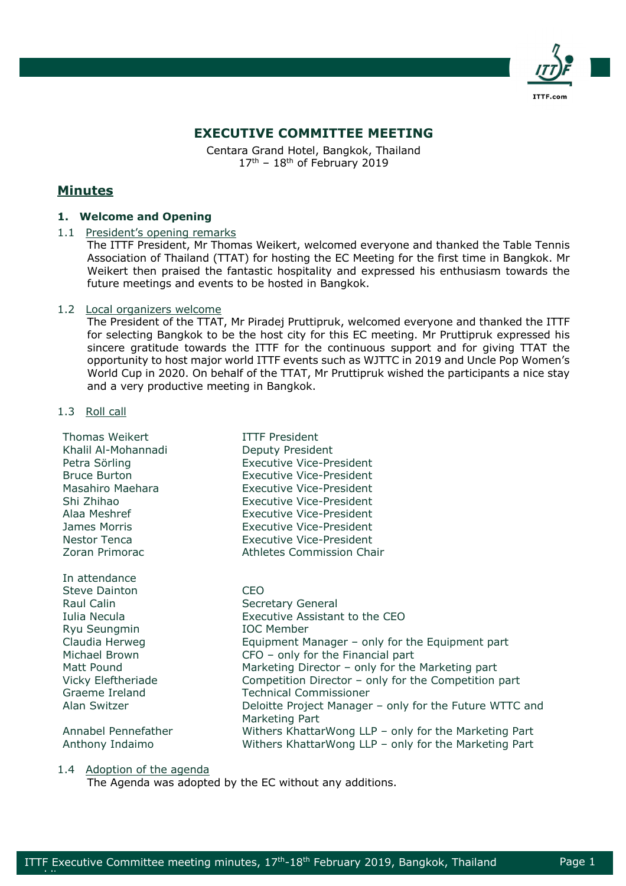# EXECUTIVE COMMITTEE MEETING

Centara Grand Hotel, Bangkok, Thailand
17th – 18th of February 2019

## Minutes

### 1. Welcome and Opening

1.1 President's opening remarks

The ITTF President, Mr Thomas Weikert, welcomed everyone and thanked the Table Tennis Association of Thailand (TTAT) for hosting the EC Meeting for the first time in Bangkok. Mr Weikert then praised the fantastic hospitality and expressed his enthusiasm towards the future meetings and events to be hosted in Bangkok.

1.2 Local organizers welcome

The President of the TTAT, Mr Piradej Pruttipruk, welcomed everyone and thanked the ITTF for selecting Bangkok to be the host city for this EC meeting. Mr Pruttipruk expressed his sincere gratitude towards the ITTF for the continuous support and for giving TTAT the opportunity to host major world ITTF events such as WJTTC in 2019 and Uncle Pop Women's World Cup in 2020. On behalf of the TTAT, Mr Pruttipruk wished the participants a nice stay and a very productive meeting in Bangkok.

1.3 Roll call

| | |
|---|---|
| Thomas Weikert | ITTF President |
| Khalil Al-Mohannadi | Deputy President |
| Petra Sörling | Executive Vice-President |
| Bruce Burton | Executive Vice-President |
| Masahiro Maehara | Executive Vice-President |
| Shi Zhihao | Executive Vice-President |
| Alaa Meshref | Executive Vice-President |
| James Morris | Executive Vice-President |
| Nestor Tenca | Executive Vice-President |
| Zoran Primorac | Athletes Commission Chair |

In attendance

| | |
|---|---|
| Steve Dainton | CEO |
| Raul Calin | Secretary General |
| Iulia Necula | Executive Assistant to the CEO |
| Ryu Seungmin | IOC Member |
| Claudia Herweg | Equipment Manager – only for the Equipment part |
| Michael Brown | CFO – only for the Financial part |
| Matt Pound | Marketing Director – only for the Marketing part |
| Vicky Eleftheriade | Competition Director – only for the Competition part |
| Graeme Ireland | Technical Commissioner |
| Alan Switzer | Deloitte Project Manager – only for the Future WTTC and Marketing Part |
| Annabel Pennefather | Withers KhattarWong LLP – only for the Marketing Part |
| Anthony Indaimo | Withers KhattarWong LLP – only for the Marketing Part |

1.4 Adoption of the agenda

The Agenda was adopted by the EC without any additions.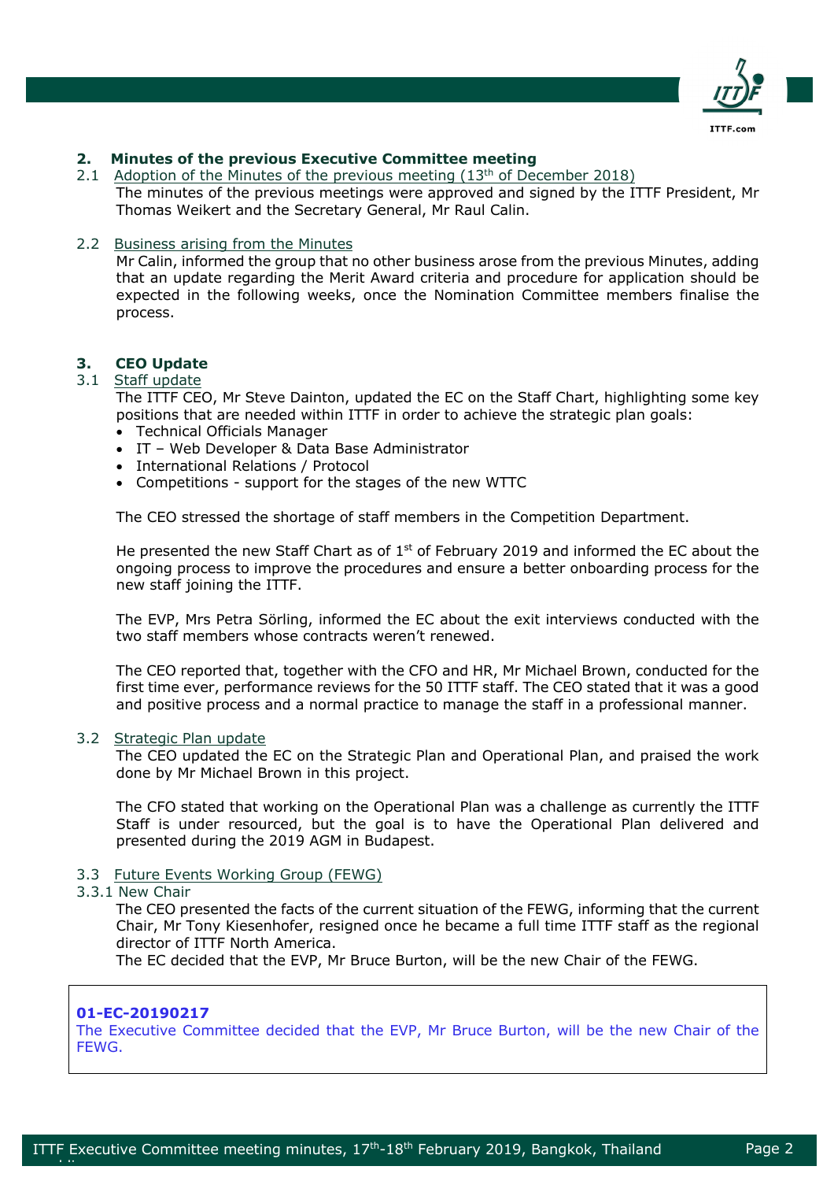## 2. Minutes of the previous Executive Committee meeting

### 2.1 Adoption of the Minutes of the previous meeting (13th of December 2018)

The minutes of the previous meetings were approved and signed by the ITTF President, Mr Thomas Weikert and the Secretary General, Mr Raul Calin.

### 2.2 Business arising from the Minutes

Mr Calin, informed the group that no other business arose from the previous Minutes, adding that an update regarding the Merit Award criteria and procedure for application should be expected in the following weeks, once the Nomination Committee members finalise the process.

## 3. CEO Update

### 3.1 Staff update

The ITTF CEO, Mr Steve Dainton, updated the EC on the Staff Chart, highlighting some key positions that are needed within ITTF in order to achieve the strategic plan goals:

- Technical Officials Manager
- IT – Web Developer & Data Base Administrator
- International Relations / Protocol
- Competitions - support for the stages of the new WTTC

The CEO stressed the shortage of staff members in the Competition Department.

He presented the new Staff Chart as of 1st of February 2019 and informed the EC about the ongoing process to improve the procedures and ensure a better onboarding process for the new staff joining the ITTF.

The EVP, Mrs Petra Sörling, informed the EC about the exit interviews conducted with the two staff members whose contracts weren't renewed.

The CEO reported that, together with the CFO and HR, Mr Michael Brown, conducted for the first time ever, performance reviews for the 50 ITTF staff. The CEO stated that it was a good and positive process and a normal practice to manage the staff in a professional manner.

### 3.2 Strategic Plan update

The CEO updated the EC on the Strategic Plan and Operational Plan, and praised the work done by Mr Michael Brown in this project.

The CFO stated that working on the Operational Plan was a challenge as currently the ITTF Staff is under resourced, but the goal is to have the Operational Plan delivered and presented during the 2019 AGM in Budapest.

### 3.3 Future Events Working Group (FEWG)

#### 3.3.1 New Chair

The CEO presented the facts of the current situation of the FEWG, informing that the current Chair, Mr Tony Kiesenhofer, resigned once he became a full time ITTF staff as the regional director of ITTF North America.

The EC decided that the EVP, Mr Bruce Burton, will be the new Chair of the FEWG.

> **01-EC-20190217**
> The Executive Committee decided that the EVP, Mr Bruce Burton, will be the new Chair of the FEWG.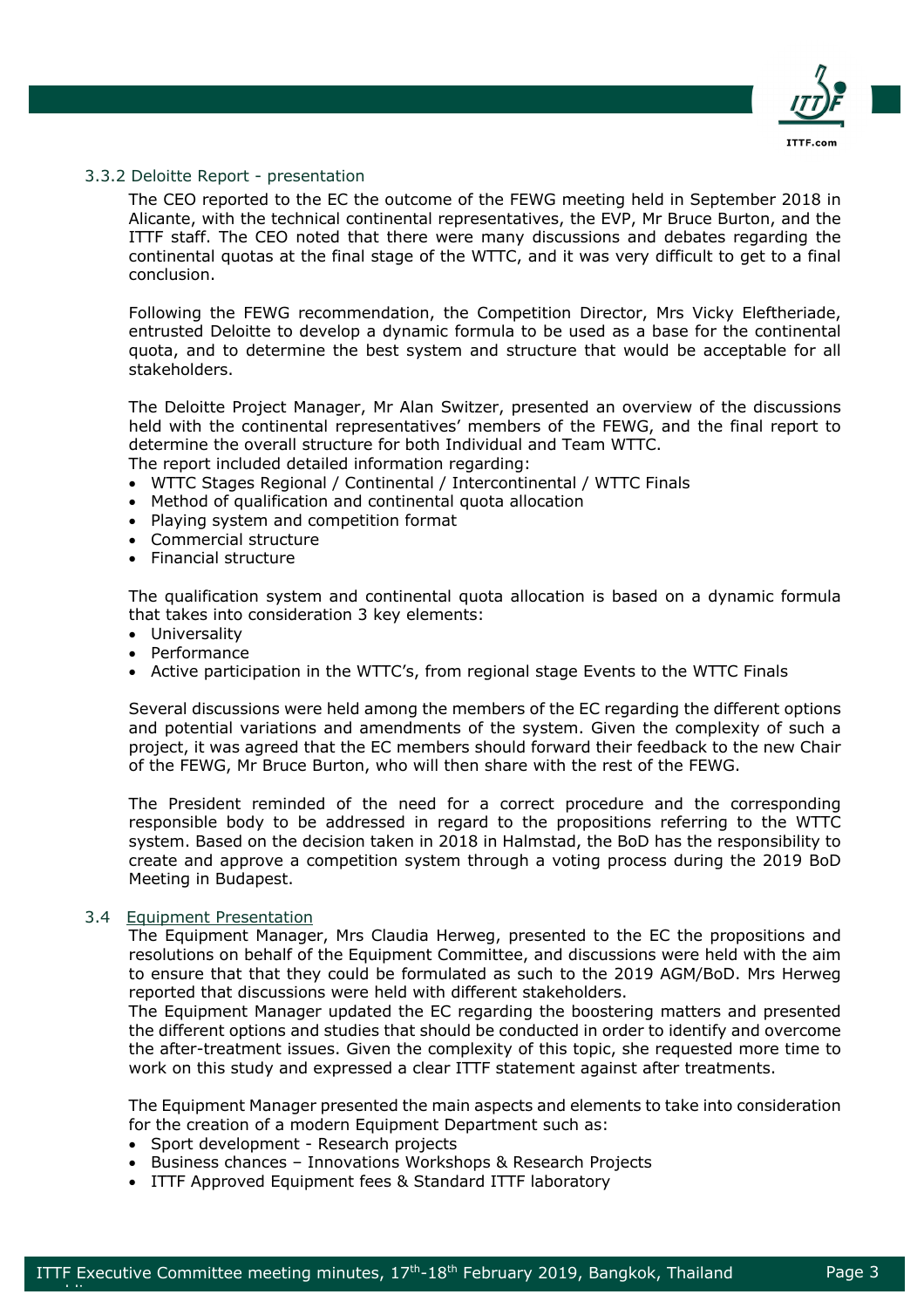### 3.3.2 Deloitte Report - presentation

The CEO reported to the EC the outcome of the FEWG meeting held in September 2018 in Alicante, with the technical continental representatives, the EVP, Mr Bruce Burton, and the ITTF staff. The CEO noted that there were many discussions and debates regarding the continental quotas at the final stage of the WTTC, and it was very difficult to get to a final conclusion.

Following the FEWG recommendation, the Competition Director, Mrs Vicky Eleftheriade, entrusted Deloitte to develop a dynamic formula to be used as a base for the continental quota, and to determine the best system and structure that would be acceptable for all stakeholders.

The Deloitte Project Manager, Mr Alan Switzer, presented an overview of the discussions held with the continental representatives' members of the FEWG, and the final report to determine the overall structure for both Individual and Team WTTC.

The report included detailed information regarding:

- WTTC Stages Regional / Continental / Intercontinental / WTTC Finals
- Method of qualification and continental quota allocation
- Playing system and competition format
- Commercial structure
- Financial structure

The qualification system and continental quota allocation is based on a dynamic formula that takes into consideration 3 key elements:

- Universality
- Performance
- Active participation in the WTTC's, from regional stage Events to the WTTC Finals

Several discussions were held among the members of the EC regarding the different options and potential variations and amendments of the system. Given the complexity of such a project, it was agreed that the EC members should forward their feedback to the new Chair of the FEWG, Mr Bruce Burton, who will then share with the rest of the FEWG.

The President reminded of the need for a correct procedure and the corresponding responsible body to be addressed in regard to the propositions referring to the WTTC system. Based on the decision taken in 2018 in Halmstad, the BoD has the responsibility to create and approve a competition system through a voting process during the 2019 BoD Meeting in Budapest.

### 3.4 Equipment Presentation

The Equipment Manager, Mrs Claudia Herweg, presented to the EC the propositions and resolutions on behalf of the Equipment Committee, and discussions were held with the aim to ensure that that they could be formulated as such to the 2019 AGM/BoD. Mrs Herweg reported that discussions were held with different stakeholders.

The Equipment Manager updated the EC regarding the boostering matters and presented the different options and studies that should be conducted in order to identify and overcome the after-treatment issues. Given the complexity of this topic, she requested more time to work on this study and expressed a clear ITTF statement against after treatments.

The Equipment Manager presented the main aspects and elements to take into consideration for the creation of a modern Equipment Department such as:

- Sport development - Research projects
- Business chances – Innovations Workshops & Research Projects
- ITTF Approved Equipment fees & Standard ITTF laboratory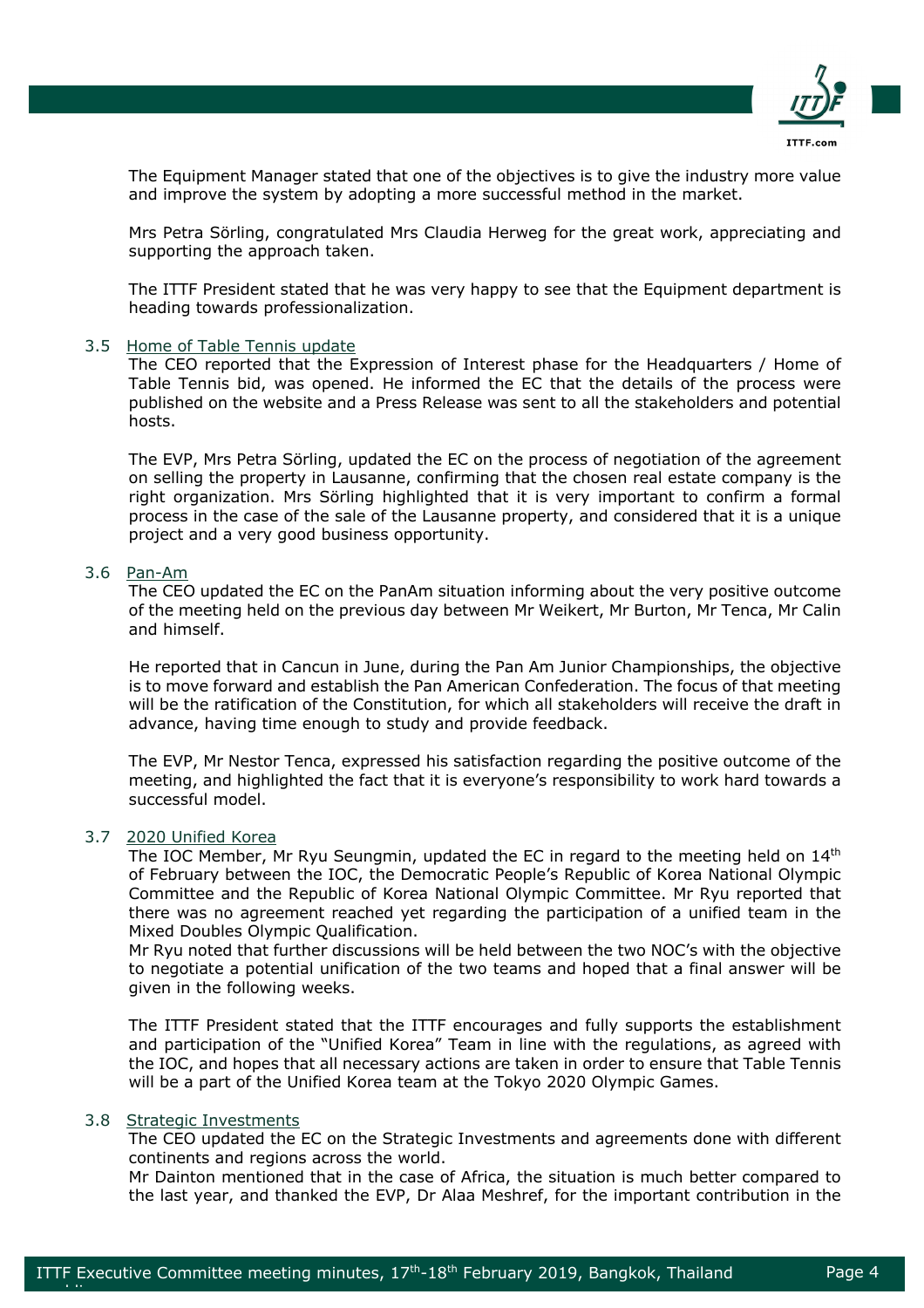The Equipment Manager stated that one of the objectives is to give the industry more value and improve the system by adopting a more successful method in the market.

Mrs Petra Sörling, congratulated Mrs Claudia Herweg for the great work, appreciating and supporting the approach taken.

The ITTF President stated that he was very happy to see that the Equipment department is heading towards professionalization.

3.5 Home of Table Tennis update

The CEO reported that the Expression of Interest phase for the Headquarters / Home of Table Tennis bid, was opened. He informed the EC that the details of the process were published on the website and a Press Release was sent to all the stakeholders and potential hosts.

The EVP, Mrs Petra Sörling, updated the EC on the process of negotiation of the agreement on selling the property in Lausanne, confirming that the chosen real estate company is the right organization. Mrs Sörling highlighted that it is very important to confirm a formal process in the case of the sale of the Lausanne property, and considered that it is a unique project and a very good business opportunity.

3.6 Pan-Am

The CEO updated the EC on the PanAm situation informing about the very positive outcome of the meeting held on the previous day between Mr Weikert, Mr Burton, Mr Tenca, Mr Calin and himself.

He reported that in Cancun in June, during the Pan Am Junior Championships, the objective is to move forward and establish the Pan American Confederation. The focus of that meeting will be the ratification of the Constitution, for which all stakeholders will receive the draft in advance, having time enough to study and provide feedback.

The EVP, Mr Nestor Tenca, expressed his satisfaction regarding the positive outcome of the meeting, and highlighted the fact that it is everyone's responsibility to work hard towards a successful model.

3.7 2020 Unified Korea

The IOC Member, Mr Ryu Seungmin, updated the EC in regard to the meeting held on 14th of February between the IOC, the Democratic People's Republic of Korea National Olympic Committee and the Republic of Korea National Olympic Committee. Mr Ryu reported that there was no agreement reached yet regarding the participation of a unified team in the Mixed Doubles Olympic Qualification.
Mr Ryu noted that further discussions will be held between the two NOC's with the objective to negotiate a potential unification of the two teams and hoped that a final answer will be given in the following weeks.

The ITTF President stated that the ITTF encourages and fully supports the establishment and participation of the "Unified Korea" Team in line with the regulations, as agreed with the IOC, and hopes that all necessary actions are taken in order to ensure that Table Tennis will be a part of the Unified Korea team at the Tokyo 2020 Olympic Games.

3.8 Strategic Investments

The CEO updated the EC on the Strategic Investments and agreements done with different continents and regions across the world.
Mr Dainton mentioned that in the case of Africa, the situation is much better compared to the last year, and thanked the EVP, Dr Alaa Meshref, for the important contribution in the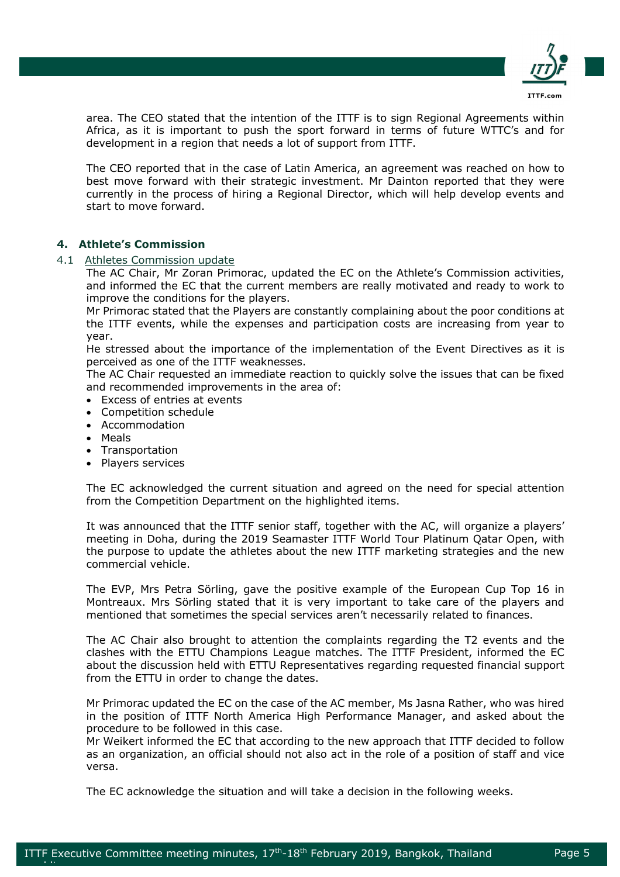area. The CEO stated that the intention of the ITTF is to sign Regional Agreements within Africa, as it is important to push the sport forward in terms of future WTTC's and for development in a region that needs a lot of support from ITTF.

The CEO reported that in the case of Latin America, an agreement was reached on how to best move forward with their strategic investment. Mr Dainton reported that they were currently in the process of hiring a Regional Director, which will help develop events and start to move forward.

## 4. Athlete's Commission

### 4.1 Athletes Commission update

The AC Chair, Mr Zoran Primorac, updated the EC on the Athlete's Commission activities, and informed the EC that the current members are really motivated and ready to work to improve the conditions for the players.

Mr Primorac stated that the Players are constantly complaining about the poor conditions at the ITTF events, while the expenses and participation costs are increasing from year to year.

He stressed about the importance of the implementation of the Event Directives as it is perceived as one of the ITTF weaknesses.

The AC Chair requested an immediate reaction to quickly solve the issues that can be fixed and recommended improvements in the area of:

- Excess of entries at events
- Competition schedule
- Accommodation
- Meals
- Transportation
- Players services

The EC acknowledged the current situation and agreed on the need for special attention from the Competition Department on the highlighted items.

It was announced that the ITTF senior staff, together with the AC, will organize a players' meeting in Doha, during the 2019 Seamaster ITTF World Tour Platinum Qatar Open, with the purpose to update the athletes about the new ITTF marketing strategies and the new commercial vehicle.

The EVP, Mrs Petra Sörling, gave the positive example of the European Cup Top 16 in Montreaux. Mrs Sörling stated that it is very important to take care of the players and mentioned that sometimes the special services aren't necessarily related to finances.

The AC Chair also brought to attention the complaints regarding the T2 events and the clashes with the ETTU Champions League matches. The ITTF President, informed the EC about the discussion held with ETTU Representatives regarding requested financial support from the ETTU in order to change the dates.

Mr Primorac updated the EC on the case of the AC member, Ms Jasna Rather, who was hired in the position of ITTF North America High Performance Manager, and asked about the procedure to be followed in this case.

Mr Weikert informed the EC that according to the new approach that ITTF decided to follow as an organization, an official should not also act in the role of a position of staff and vice versa.

The EC acknowledge the situation and will take a decision in the following weeks.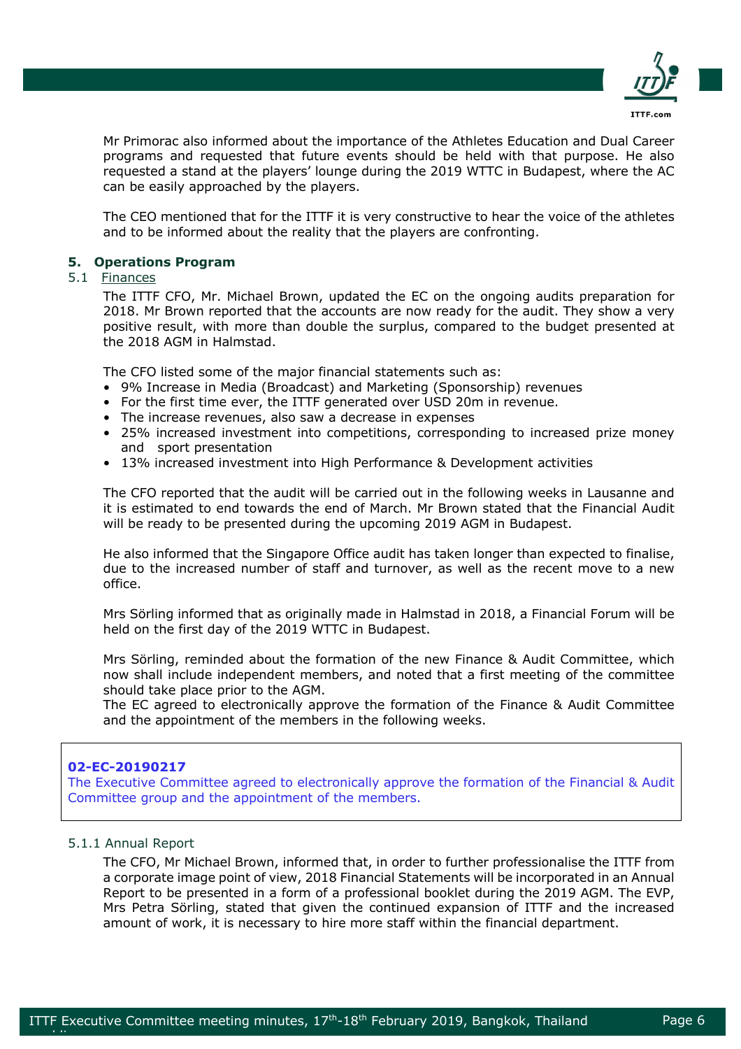Mr Primorac also informed about the importance of the Athletes Education and Dual Career programs and requested that future events should be held with that purpose. He also requested a stand at the players' lounge during the 2019 WTTC in Budapest, where the AC can be easily approached by the players.

The CEO mentioned that for the ITTF it is very constructive to hear the voice of the athletes and to be informed about the reality that the players are confronting.

## 5. Operations Program

### 5.1 Finances

The ITTF CFO, Mr. Michael Brown, updated the EC on the ongoing audits preparation for 2018. Mr Brown reported that the accounts are now ready for the audit. They show a very positive result, with more than double the surplus, compared to the budget presented at the 2018 AGM in Halmstad.

The CFO listed some of the major financial statements such as:

- 9% Increase in Media (Broadcast) and Marketing (Sponsorship) revenues
- For the first time ever, the ITTF generated over USD 20m in revenue.
- The increase revenues, also saw a decrease in expenses
- 25% increased investment into competitions, corresponding to increased prize money and sport presentation
- 13% increased investment into High Performance & Development activities

The CFO reported that the audit will be carried out in the following weeks in Lausanne and it is estimated to end towards the end of March. Mr Brown stated that the Financial Audit will be ready to be presented during the upcoming 2019 AGM in Budapest.

He also informed that the Singapore Office audit has taken longer than expected to finalise, due to the increased number of staff and turnover, as well as the recent move to a new office.

Mrs Sörling informed that as originally made in Halmstad in 2018, a Financial Forum will be held on the first day of the 2019 WTTC in Budapest.

Mrs Sörling, reminded about the formation of the new Finance & Audit Committee, which now shall include independent members, and noted that a first meeting of the committee should take place prior to the AGM.
The EC agreed to electronically approve the formation of the Finance & Audit Committee and the appointment of the members in the following weeks.

> **02-EC-20190217**
> The Executive Committee agreed to electronically approve the formation of the Financial & Audit Committee group and the appointment of the members.

#### 5.1.1 Annual Report

The CFO, Mr Michael Brown, informed that, in order to further professionalise the ITTF from a corporate image point of view, 2018 Financial Statements will be incorporated in an Annual Report to be presented in a form of a professional booklet during the 2019 AGM. The EVP, Mrs Petra Sörling, stated that given the continued expansion of ITTF and the increased amount of work, it is necessary to hire more staff within the financial department.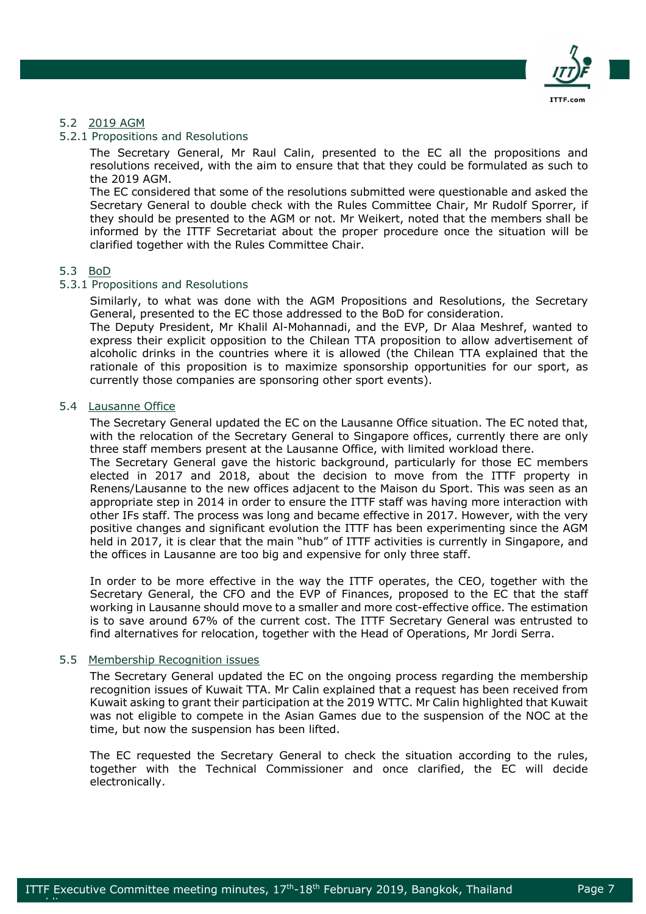### 5.2 2019 AGM

#### 5.2.1 Propositions and Resolutions

The Secretary General, Mr Raul Calin, presented to the EC all the propositions and resolutions received, with the aim to ensure that that they could be formulated as such to the 2019 AGM.

The EC considered that some of the resolutions submitted were questionable and asked the Secretary General to double check with the Rules Committee Chair, Mr Rudolf Sporrer, if they should be presented to the AGM or not. Mr Weikert, noted that the members shall be informed by the ITTF Secretariat about the proper procedure once the situation will be clarified together with the Rules Committee Chair.

### 5.3 BoD

#### 5.3.1 Propositions and Resolutions

Similarly, to what was done with the AGM Propositions and Resolutions, the Secretary General, presented to the EC those addressed to the BoD for consideration.

The Deputy President, Mr Khalil Al-Mohannadi, and the EVP, Dr Alaa Meshref, wanted to express their explicit opposition to the Chilean TTA proposition to allow advertisement of alcoholic drinks in the countries where it is allowed (the Chilean TTA explained that the rationale of this proposition is to maximize sponsorship opportunities for our sport, as currently those companies are sponsoring other sport events).

### 5.4 Lausanne Office

The Secretary General updated the EC on the Lausanne Office situation. The EC noted that, with the relocation of the Secretary General to Singapore offices, currently there are only three staff members present at the Lausanne Office, with limited workload there.

The Secretary General gave the historic background, particularly for those EC members elected in 2017 and 2018, about the decision to move from the ITTF property in Renens/Lausanne to the new offices adjacent to the Maison du Sport. This was seen as an appropriate step in 2014 in order to ensure the ITTF staff was having more interaction with other IFs staff. The process was long and became effective in 2017. However, with the very positive changes and significant evolution the ITTF has been experimenting since the AGM held in 2017, it is clear that the main "hub" of ITTF activities is currently in Singapore, and the offices in Lausanne are too big and expensive for only three staff.

In order to be more effective in the way the ITTF operates, the CEO, together with the Secretary General, the CFO and the EVP of Finances, proposed to the EC that the staff working in Lausanne should move to a smaller and more cost-effective office. The estimation is to save around 67% of the current cost. The ITTF Secretary General was entrusted to find alternatives for relocation, together with the Head of Operations, Mr Jordi Serra.

### 5.5 Membership Recognition issues

The Secretary General updated the EC on the ongoing process regarding the membership recognition issues of Kuwait TTA. Mr Calin explained that a request has been received from Kuwait asking to grant their participation at the 2019 WTTC. Mr Calin highlighted that Kuwait was not eligible to compete in the Asian Games due to the suspension of the NOC at the time, but now the suspension has been lifted.

The EC requested the Secretary General to check the situation according to the rules, together with the Technical Commissioner and once clarified, the EC will decide electronically.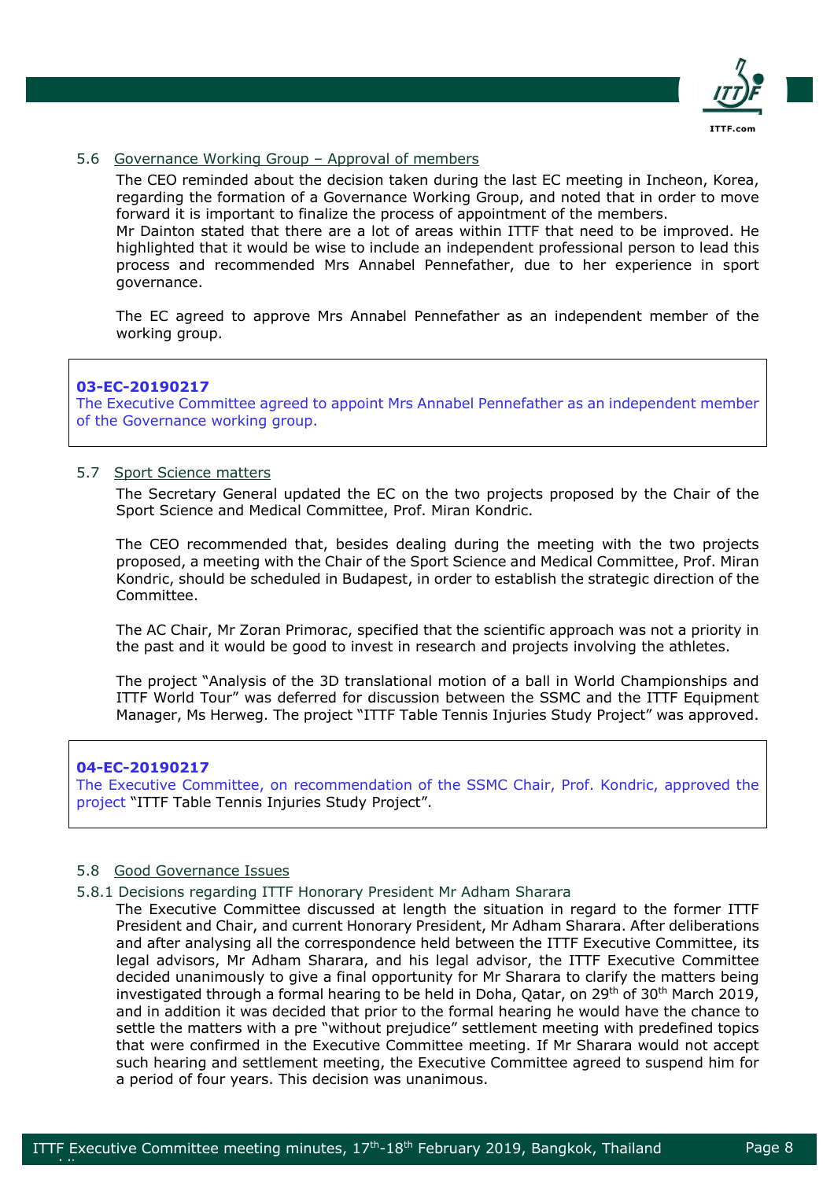### 5.6 Governance Working Group – Approval of members

The CEO reminded about the decision taken during the last EC meeting in Incheon, Korea, regarding the formation of a Governance Working Group, and noted that in order to move forward it is important to finalize the process of appointment of the members.
Mr Dainton stated that there are a lot of areas within ITTF that need to be improved. He highlighted that it would be wise to include an independent professional person to lead this process and recommended Mrs Annabel Pennefather, due to her experience in sport governance.

The EC agreed to approve Mrs Annabel Pennefather as an independent member of the working group.

> **03-EC-20190217**
> The Executive Committee agreed to appoint Mrs Annabel Pennefather as an independent member of the Governance working group.

### 5.7 Sport Science matters

The Secretary General updated the EC on the two projects proposed by the Chair of the Sport Science and Medical Committee, Prof. Miran Kondric.

The CEO recommended that, besides dealing during the meeting with the two projects proposed, a meeting with the Chair of the Sport Science and Medical Committee, Prof. Miran Kondric, should be scheduled in Budapest, in order to establish the strategic direction of the Committee.

The AC Chair, Mr Zoran Primorac, specified that the scientific approach was not a priority in the past and it would be good to invest in research and projects involving the athletes.

The project "Analysis of the 3D translational motion of a ball in World Championships and ITTF World Tour" was deferred for discussion between the SSMC and the ITTF Equipment Manager, Ms Herweg. The project "ITTF Table Tennis Injuries Study Project" was approved.

> **04-EC-20190217**
> The Executive Committee, on recommendation of the SSMC Chair, Prof. Kondric, approved the project "ITTF Table Tennis Injuries Study Project".

### 5.8 Good Governance Issues

#### 5.8.1 Decisions regarding ITTF Honorary President Mr Adham Sharara

The Executive Committee discussed at length the situation in regard to the former ITTF President and Chair, and current Honorary President, Mr Adham Sharara. After deliberations and after analysing all the correspondence held between the ITTF Executive Committee, its legal advisors, Mr Adham Sharara, and his legal advisor, the ITTF Executive Committee decided unanimously to give a final opportunity for Mr Sharara to clarify the matters being investigated through a formal hearing to be held in Doha, Qatar, on 29th of 30th March 2019, and in addition it was decided that prior to the formal hearing he would have the chance to settle the matters with a pre "without prejudice" settlement meeting with predefined topics that were confirmed in the Executive Committee meeting. If Mr Sharara would not accept such hearing and settlement meeting, the Executive Committee agreed to suspend him for a period of four years. This decision was unanimous.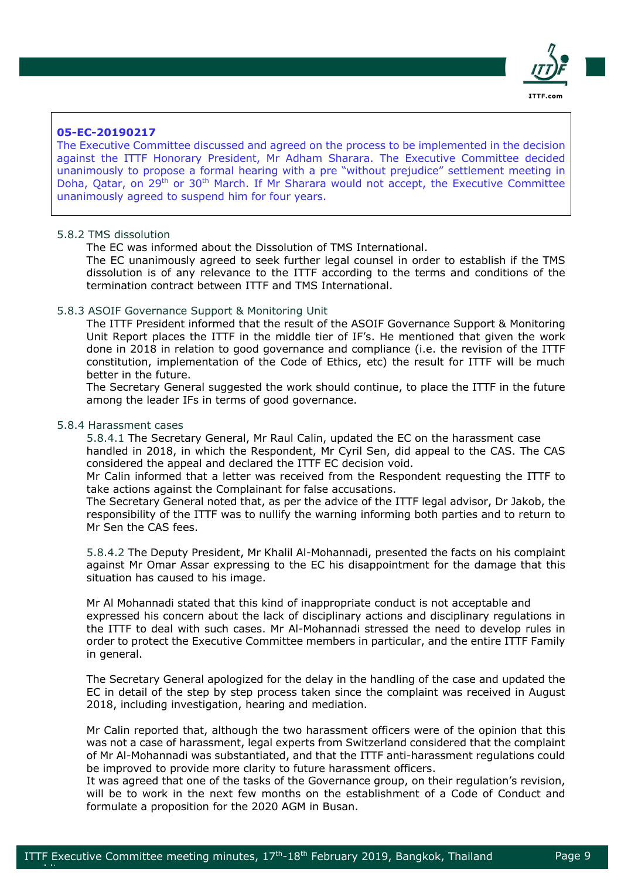**05-EC-20190217**
The Executive Committee discussed and agreed on the process to be implemented in the decision against the ITTF Honorary President, Mr Adham Sharara. The Executive Committee decided unanimously to propose a formal hearing with a pre "without prejudice" settlement meeting in Doha, Qatar, on 29th or 30th March. If Mr Sharara would not accept, the Executive Committee unanimously agreed to suspend him for four years.

### 5.8.2 TMS dissolution

The EC was informed about the Dissolution of TMS International.
The EC unanimously agreed to seek further legal counsel in order to establish if the TMS dissolution is of any relevance to the ITTF according to the terms and conditions of the termination contract between ITTF and TMS International.

### 5.8.3 ASOIF Governance Support & Monitoring Unit

The ITTF President informed that the result of the ASOIF Governance Support & Monitoring Unit Report places the ITTF in the middle tier of IF's. He mentioned that given the work done in 2018 in relation to good governance and compliance (i.e. the revision of the ITTF constitution, implementation of the Code of Ethics, etc) the result for ITTF will be much better in the future.
The Secretary General suggested the work should continue, to place the ITTF in the future among the leader IFs in terms of good governance.

### 5.8.4 Harassment cases

5.8.4.1 The Secretary General, Mr Raul Calin, updated the EC on the harassment case handled in 2018, in which the Respondent, Mr Cyril Sen, did appeal to the CAS. The CAS considered the appeal and declared the ITTF EC decision void.
Mr Calin informed that a letter was received from the Respondent requesting the ITTF to take actions against the Complainant for false accusations.
The Secretary General noted that, as per the advice of the ITTF legal advisor, Dr Jakob, the responsibility of the ITTF was to nullify the warning informing both parties and to return to Mr Sen the CAS fees.

5.8.4.2 The Deputy President, Mr Khalil Al-Mohannadi, presented the facts on his complaint against Mr Omar Assar expressing to the EC his disappointment for the damage that this situation has caused to his image.

Mr Al Mohannadi stated that this kind of inappropriate conduct is not acceptable and expressed his concern about the lack of disciplinary actions and disciplinary regulations in the ITTF to deal with such cases. Mr Al-Mohannadi stressed the need to develop rules in order to protect the Executive Committee members in particular, and the entire ITTF Family in general.

The Secretary General apologized for the delay in the handling of the case and updated the EC in detail of the step by step process taken since the complaint was received in August 2018, including investigation, hearing and mediation.

Mr Calin reported that, although the two harassment officers were of the opinion that this was not a case of harassment, legal experts from Switzerland considered that the complaint of Mr Al-Mohannadi was substantiated, and that the ITTF anti-harassment regulations could be improved to provide more clarity to future harassment officers.
It was agreed that one of the tasks of the Governance group, on their regulation's revision, will be to work in the next few months on the establishment of a Code of Conduct and formulate a proposition for the 2020 AGM in Busan.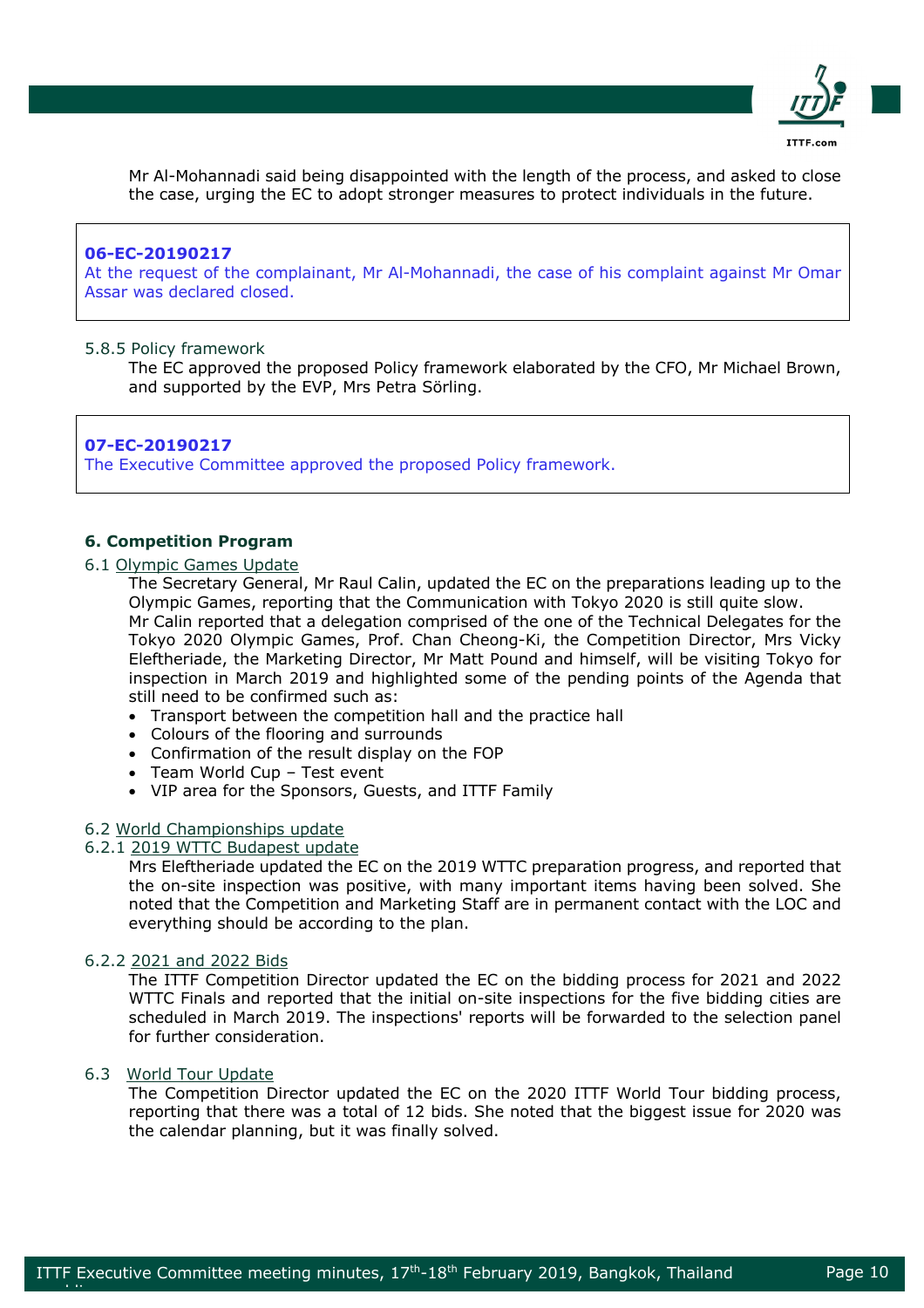Mr Al-Mohannadi said being disappointed with the length of the process, and asked to close the case, urging the EC to adopt stronger measures to protect individuals in the future.

> **06-EC-20190217**
> At the request of the complainant, Mr Al-Mohannadi, the case of his complaint against Mr Omar Assar was declared closed.

5.8.5 Policy framework

The EC approved the proposed Policy framework elaborated by the CFO, Mr Michael Brown, and supported by the EVP, Mrs Petra Sörling.

> **07-EC-20190217**
> The Executive Committee approved the proposed Policy framework.

## 6. Competition Program

6.1 Olympic Games Update

The Secretary General, Mr Raul Calin, updated the EC on the preparations leading up to the Olympic Games, reporting that the Communication with Tokyo 2020 is still quite slow.
Mr Calin reported that a delegation comprised of the one of the Technical Delegates for the Tokyo 2020 Olympic Games, Prof. Chan Cheong-Ki, the Competition Director, Mrs Vicky Eleftheriade, the Marketing Director, Mr Matt Pound and himself, will be visiting Tokyo for inspection in March 2019 and highlighted some of the pending points of the Agenda that still need to be confirmed such as:

- Transport between the competition hall and the practice hall
- Colours of the flooring and surrounds
- Confirmation of the result display on the FOP
- Team World Cup – Test event
- VIP area for the Sponsors, Guests, and ITTF Family

6.2 World Championships update

6.2.1 2019 WTTC Budapest update

Mrs Eleftheriade updated the EC on the 2019 WTTC preparation progress, and reported that the on-site inspection was positive, with many important items having been solved. She noted that the Competition and Marketing Staff are in permanent contact with the LOC and everything should be according to the plan.

6.2.2 2021 and 2022 Bids

The ITTF Competition Director updated the EC on the bidding process for 2021 and 2022 WTTC Finals and reported that the initial on-site inspections for the five bidding cities are scheduled in March 2019. The inspections' reports will be forwarded to the selection panel for further consideration.

6.3 World Tour Update

The Competition Director updated the EC on the 2020 ITTF World Tour bidding process, reporting that there was a total of 12 bids. She noted that the biggest issue for 2020 was the calendar planning, but it was finally solved.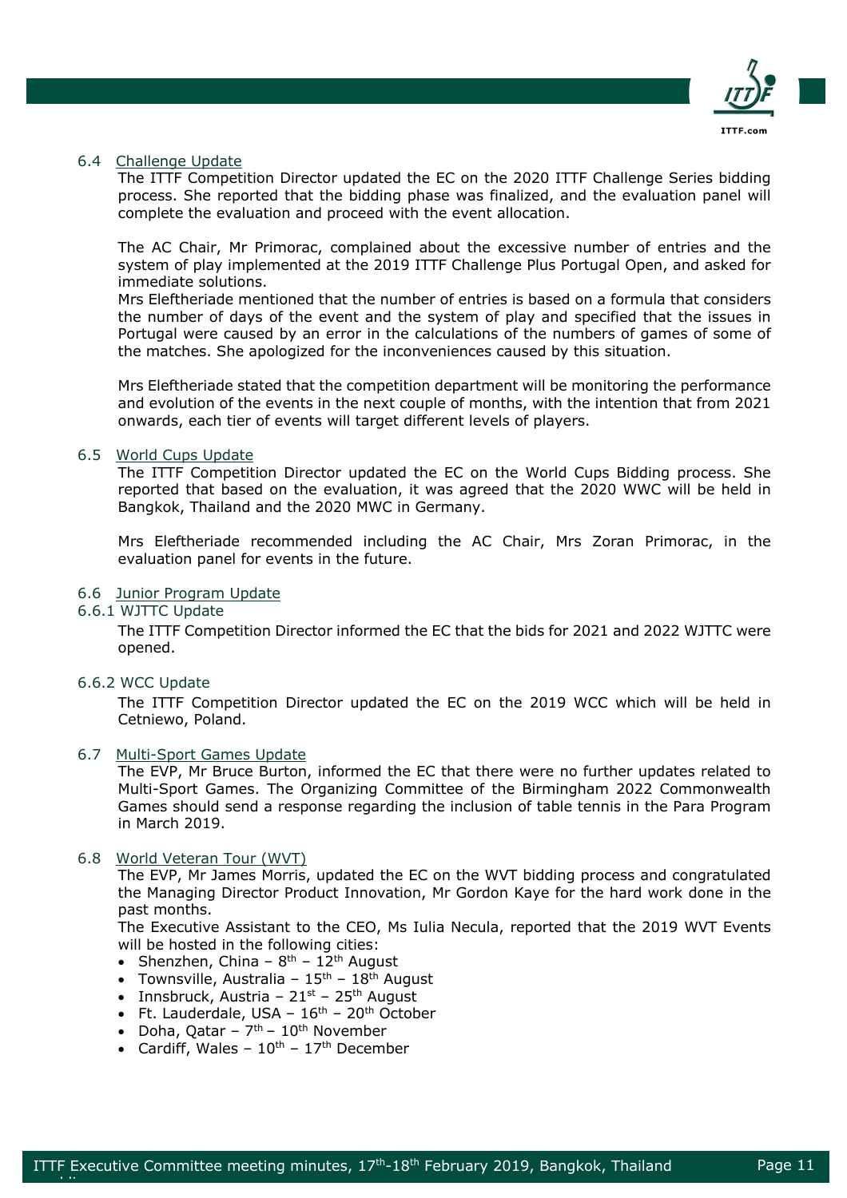### 6.4 Challenge Update

The ITTF Competition Director updated the EC on the 2020 ITTF Challenge Series bidding process. She reported that the bidding phase was finalized, and the evaluation panel will complete the evaluation and proceed with the event allocation.

The AC Chair, Mr Primorac, complained about the excessive number of entries and the system of play implemented at the 2019 ITTF Challenge Plus Portugal Open, and asked for immediate solutions.

Mrs Eleftheriade mentioned that the number of entries is based on a formula that considers the number of days of the event and the system of play and specified that the issues in Portugal were caused by an error in the calculations of the numbers of games of some of the matches. She apologized for the inconveniences caused by this situation.

Mrs Eleftheriade stated that the competition department will be monitoring the performance and evolution of the events in the next couple of months, with the intention that from 2021 onwards, each tier of events will target different levels of players.

### 6.5 World Cups Update

The ITTF Competition Director updated the EC on the World Cups Bidding process. She reported that based on the evaluation, it was agreed that the 2020 WWC will be held in Bangkok, Thailand and the 2020 MWC in Germany.

Mrs Eleftheriade recommended including the AC Chair, Mrs Zoran Primorac, in the evaluation panel for events in the future.

### 6.6 Junior Program Update

#### 6.6.1 WJTTC Update

The ITTF Competition Director informed the EC that the bids for 2021 and 2022 WJTTC were opened.

#### 6.6.2 WCC Update

The ITTF Competition Director updated the EC on the 2019 WCC which will be held in Cetniewo, Poland.

### 6.7 Multi-Sport Games Update

The EVP, Mr Bruce Burton, informed the EC that there were no further updates related to Multi-Sport Games. The Organizing Committee of the Birmingham 2022 Commonwealth Games should send a response regarding the inclusion of table tennis in the Para Program in March 2019.

### 6.8 World Veteran Tour (WVT)

The EVP, Mr James Morris, updated the EC on the WVT bidding process and congratulated the Managing Director Product Innovation, Mr Gordon Kaye for the hard work done in the past months.

The Executive Assistant to the CEO, Ms Iulia Necula, reported that the 2019 WVT Events will be hosted in the following cities:

- Shenzhen, China – 8th – 12th August
- Townsville, Australia – 15th – 18th August
- Innsbruck, Austria – 21st – 25th August
- Ft. Lauderdale, USA – 16th – 20th October
- Doha, Qatar – 7th – 10th November
- Cardiff, Wales – 10th – 17th December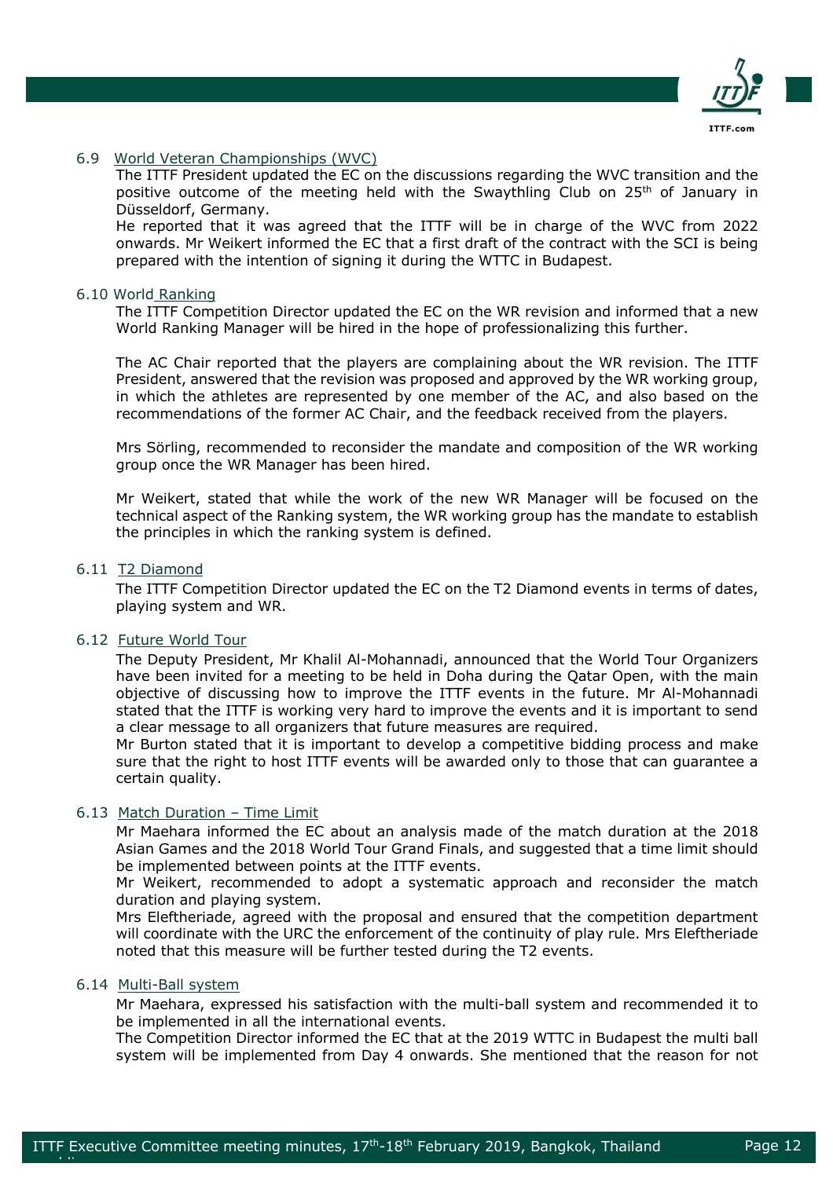### 6.9 World Veteran Championships (WVC)

The ITTF President updated the EC on the discussions regarding the WVC transition and the positive outcome of the meeting held with the Swaythling Club on 25th of January in Düsseldorf, Germany.

He reported that it was agreed that the ITTF will be in charge of the WVC from 2022 onwards. Mr Weikert informed the EC that a first draft of the contract with the SCI is being prepared with the intention of signing it during the WTTC in Budapest.

### 6.10 World Ranking

The ITTF Competition Director updated the EC on the WR revision and informed that a new World Ranking Manager will be hired in the hope of professionalizing this further.

The AC Chair reported that the players are complaining about the WR revision. The ITTF President, answered that the revision was proposed and approved by the WR working group, in which the athletes are represented by one member of the AC, and also based on the recommendations of the former AC Chair, and the feedback received from the players.

Mrs Sörling, recommended to reconsider the mandate and composition of the WR working group once the WR Manager has been hired.

Mr Weikert, stated that while the work of the new WR Manager will be focused on the technical aspect of the Ranking system, the WR working group has the mandate to establish the principles in which the ranking system is defined.

### 6.11 T2 Diamond

The ITTF Competition Director updated the EC on the T2 Diamond events in terms of dates, playing system and WR.

### 6.12 Future World Tour

The Deputy President, Mr Khalil Al-Mohannadi, announced that the World Tour Organizers have been invited for a meeting to be held in Doha during the Qatar Open, with the main objective of discussing how to improve the ITTF events in the future. Mr Al-Mohannadi stated that the ITTF is working very hard to improve the events and it is important to send a clear message to all organizers that future measures are required.

Mr Burton stated that it is important to develop a competitive bidding process and make sure that the right to host ITTF events will be awarded only to those that can guarantee a certain quality.

### 6.13 Match Duration – Time Limit

Mr Maehara informed the EC about an analysis made of the match duration at the 2018 Asian Games and the 2018 World Tour Grand Finals, and suggested that a time limit should be implemented between points at the ITTF events.

Mr Weikert, recommended to adopt a systematic approach and reconsider the match duration and playing system.

Mrs Eleftheriade, agreed with the proposal and ensured that the competition department will coordinate with the URC the enforcement of the continuity of play rule. Mrs Eleftheriade noted that this measure will be further tested during the T2 events.

### 6.14 Multi-Ball system

Mr Maehara, expressed his satisfaction with the multi-ball system and recommended it to be implemented in all the international events.

The Competition Director informed the EC that at the 2019 WTTC in Budapest the multi ball system will be implemented from Day 4 onwards. She mentioned that the reason for not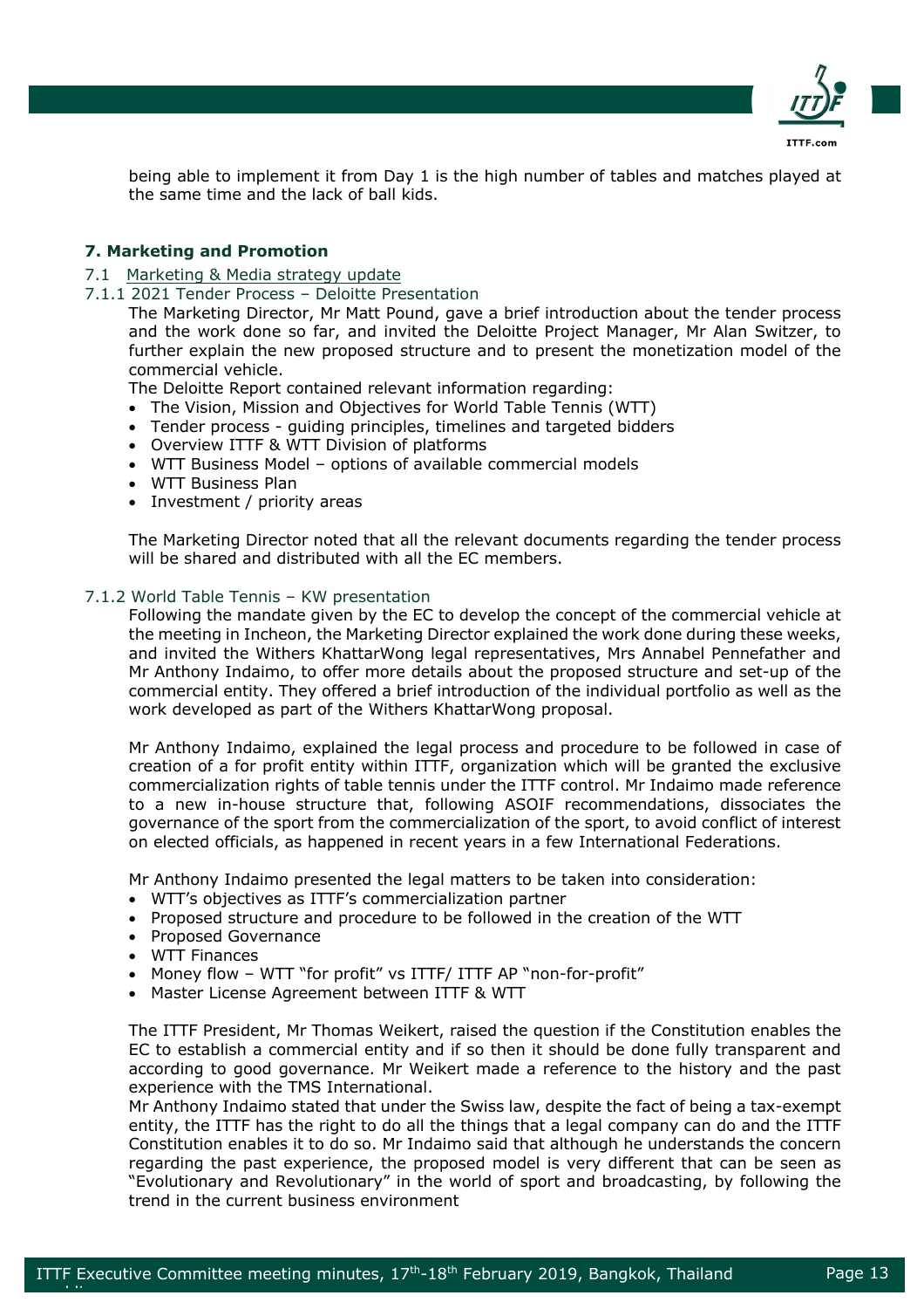being able to implement it from Day 1 is the high number of tables and matches played at the same time and the lack of ball kids.

## 7. Marketing and Promotion

### 7.1 Marketing & Media strategy update

#### 7.1.1 2021 Tender Process – Deloitte Presentation

The Marketing Director, Mr Matt Pound, gave a brief introduction about the tender process and the work done so far, and invited the Deloitte Project Manager, Mr Alan Switzer, to further explain the new proposed structure and to present the monetization model of the commercial vehicle.

The Deloitte Report contained relevant information regarding:

- The Vision, Mission and Objectives for World Table Tennis (WTT)
- Tender process - guiding principles, timelines and targeted bidders
- Overview ITTF & WTT Division of platforms
- WTT Business Model – options of available commercial models
- WTT Business Plan
- Investment / priority areas

The Marketing Director noted that all the relevant documents regarding the tender process will be shared and distributed with all the EC members.

#### 7.1.2 World Table Tennis – KW presentation

Following the mandate given by the EC to develop the concept of the commercial vehicle at the meeting in Incheon, the Marketing Director explained the work done during these weeks, and invited the Withers KhattarWong legal representatives, Mrs Annabel Pennefather and Mr Anthony Indaimo, to offer more details about the proposed structure and set-up of the commercial entity. They offered a brief introduction of the individual portfolio as well as the work developed as part of the Withers KhattarWong proposal.

Mr Anthony Indaimo, explained the legal process and procedure to be followed in case of creation of a for profit entity within ITTF, organization which will be granted the exclusive commercialization rights of table tennis under the ITTF control. Mr Indaimo made reference to a new in-house structure that, following ASOIF recommendations, dissociates the governance of the sport from the commercialization of the sport, to avoid conflict of interest on elected officials, as happened in recent years in a few International Federations.

Mr Anthony Indaimo presented the legal matters to be taken into consideration:

- WTT's objectives as ITTF's commercialization partner
- Proposed structure and procedure to be followed in the creation of the WTT
- Proposed Governance
- WTT Finances
- Money flow – WTT "for profit" vs ITTF/ ITTF AP "non-for-profit"
- Master License Agreement between ITTF & WTT

The ITTF President, Mr Thomas Weikert, raised the question if the Constitution enables the EC to establish a commercial entity and if so then it should be done fully transparent and according to good governance. Mr Weikert made a reference to the history and the past experience with the TMS International.

Mr Anthony Indaimo stated that under the Swiss law, despite the fact of being a tax-exempt entity, the ITTF has the right to do all the things that a legal company can do and the ITTF Constitution enables it to do so. Mr Indaimo said that although he understands the concern regarding the past experience, the proposed model is very different that can be seen as "Evolutionary and Revolutionary" in the world of sport and broadcasting, by following the trend in the current business environment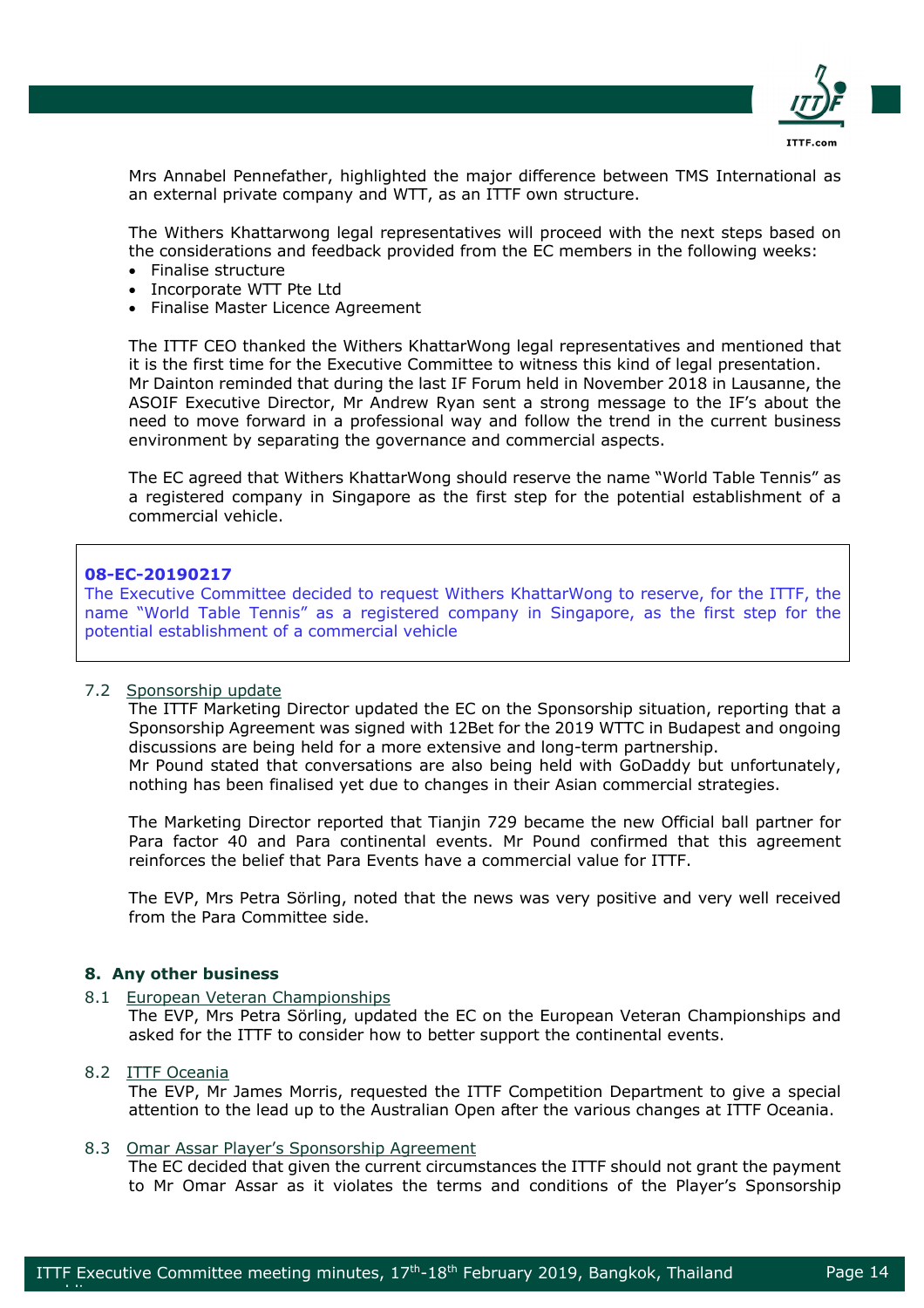Mrs Annabel Pennefather, highlighted the major difference between TMS International as an external private company and WTT, as an ITTF own structure.

The Withers Khattarwong legal representatives will proceed with the next steps based on the considerations and feedback provided from the EC members in the following weeks:

- Finalise structure
- Incorporate WTT Pte Ltd
- Finalise Master Licence Agreement

The ITTF CEO thanked the Withers KhattarWong legal representatives and mentioned that it is the first time for the Executive Committee to witness this kind of legal presentation. Mr Dainton reminded that during the last IF Forum held in November 2018 in Lausanne, the ASOIF Executive Director, Mr Andrew Ryan sent a strong message to the IF's about the need to move forward in a professional way and follow the trend in the current business environment by separating the governance and commercial aspects.

The EC agreed that Withers KhattarWong should reserve the name "World Table Tennis" as a registered company in Singapore as the first step for the potential establishment of a commercial vehicle.

> **08-EC-20190217**
> The Executive Committee decided to request Withers KhattarWong to reserve, for the ITTF, the name "World Table Tennis" as a registered company in Singapore, as the first step for the potential establishment of a commercial vehicle

### 7.2 Sponsorship update

The ITTF Marketing Director updated the EC on the Sponsorship situation, reporting that a Sponsorship Agreement was signed with 12Bet for the 2019 WTTC in Budapest and ongoing discussions are being held for a more extensive and long-term partnership.
Mr Pound stated that conversations are also being held with GoDaddy but unfortunately, nothing has been finalised yet due to changes in their Asian commercial strategies.

The Marketing Director reported that Tianjin 729 became the new Official ball partner for Para factor 40 and Para continental events. Mr Pound confirmed that this agreement reinforces the belief that Para Events have a commercial value for ITTF.

The EVP, Mrs Petra Sörling, noted that the news was very positive and very well received from the Para Committee side.

## 8. Any other business

### 8.1 European Veteran Championships

The EVP, Mrs Petra Sörling, updated the EC on the European Veteran Championships and asked for the ITTF to consider how to better support the continental events.

### 8.2 ITTF Oceania

The EVP, Mr James Morris, requested the ITTF Competition Department to give a special attention to the lead up to the Australian Open after the various changes at ITTF Oceania.

### 8.3 Omar Assar Player's Sponsorship Agreement

The EC decided that given the current circumstances the ITTF should not grant the payment to Mr Omar Assar as it violates the terms and conditions of the Player's Sponsorship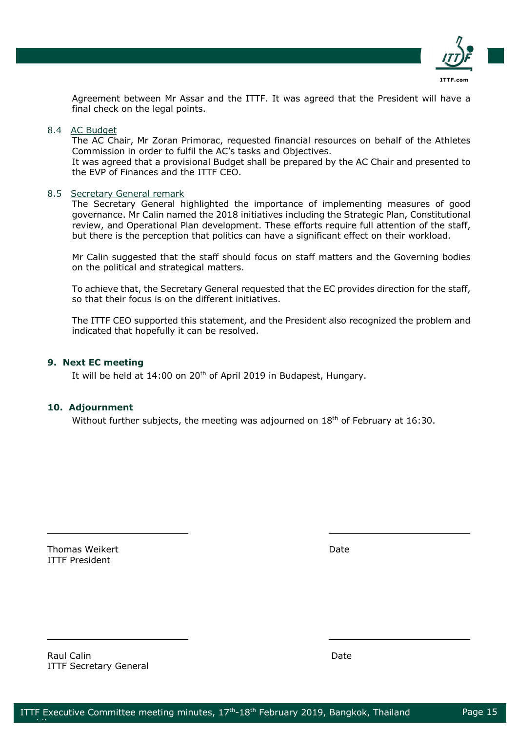Agreement between Mr Assar and the ITTF. It was agreed that the President will have a final check on the legal points.

8.4 AC Budget

The AC Chair, Mr Zoran Primorac, requested financial resources on behalf of the Athletes Commission in order to fulfil the AC's tasks and Objectives.
It was agreed that a provisional Budget shall be prepared by the AC Chair and presented to the EVP of Finances and the ITTF CEO.

8.5 Secretary General remark

The Secretary General highlighted the importance of implementing measures of good governance. Mr Calin named the 2018 initiatives including the Strategic Plan, Constitutional review, and Operational Plan development. These efforts require full attention of the staff, but there is the perception that politics can have a significant effect on their workload.

Mr Calin suggested that the staff should focus on staff matters and the Governing bodies on the political and strategical matters.

To achieve that, the Secretary General requested that the EC provides direction for the staff, so that their focus is on the different initiatives.

The ITTF CEO supported this statement, and the President also recognized the problem and indicated that hopefully it can be resolved.

## 9. Next EC meeting

It will be held at 14:00 on 20th of April 2019 in Budapest, Hungary.

## 10. Adjournment

Without further subjects, the meeting was adjourned on 18th of February at 16:30.

\_\_\_\_\_\_\_\_\_\_\_\_\_\_\_\_\_\_\_\_\_\_\_\_\_\_ \_\_\_\_\_\_\_\_\_\_\_\_\_\_\_\_\_\_\_\_\_\_\_\_\_\_

Thomas Weikert
ITTF President

Date

\_\_\_\_\_\_\_\_\_\_\_\_\_\_\_\_\_\_\_\_\_\_\_\_\_\_ \_\_\_\_\_\_\_\_\_\_\_\_\_\_\_\_\_\_\_\_\_\_\_\_\_\_

Raul Calin
ITTF Secretary General

Date